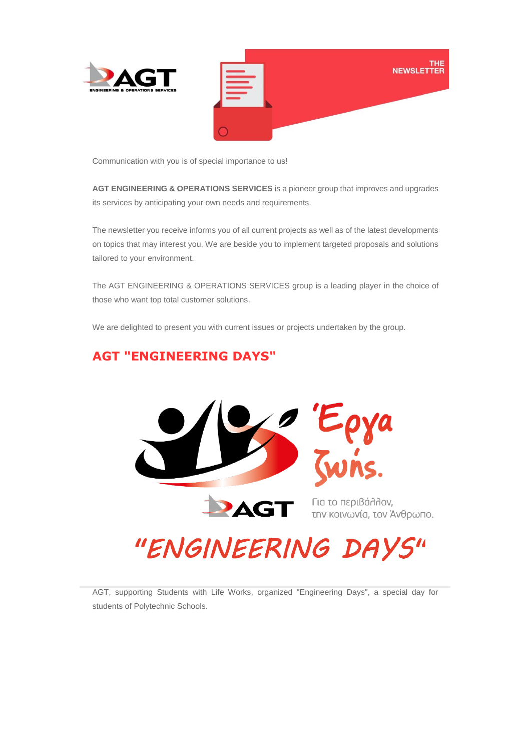THE NEWSLETTER

Communication with you is of special importance to us!

**AGT ENGINEERING & OPERATIONS SERVICES** is a pioneer group that improves and upgrades its services by anticipating your own needs and requirements.

The newsletter you receive informs you of all current projects as well as of the latest developments on topics that may interest you. We are beside you to implement targeted proposals and solutions tailored to your environment.

The AGT ENGINEERING & OPERATIONS SERVICES group is a leading player in the choice of those who want top total customer solutions.

We are delighted to present you with current issues or projects undertaken by the group.

## AGT "ENGINEERING DAYS"

'Εργα Ζωής.

Για το περιβάλλον, την κοινωνία, τον Άνθρωπο.

"ENGINEERING DAYS"

AGT, supporting Students with Life Works, organized "Engineering Days", a special day for students of Polytechnic Schools.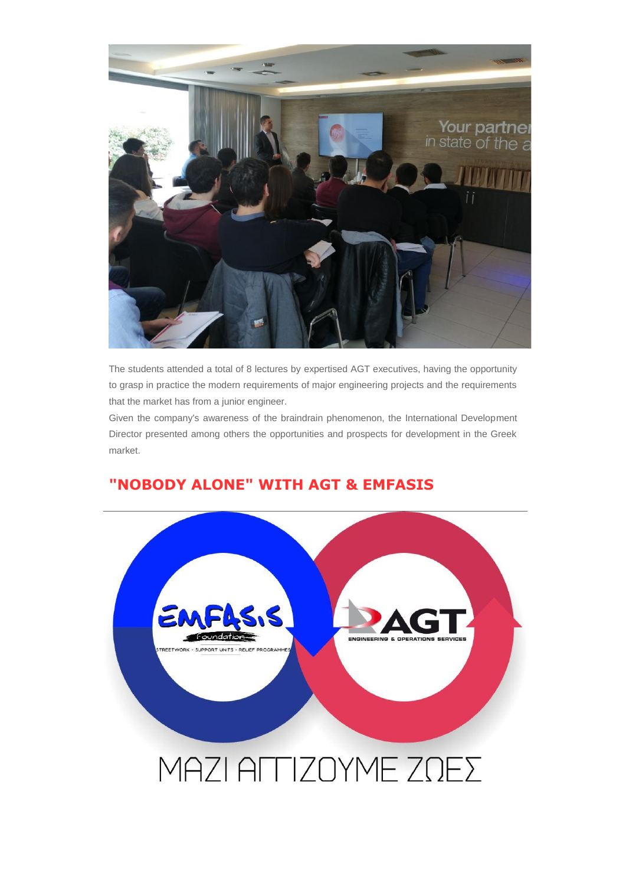The students attended a total of 8 lectures by expertised AGT executives, having the opportunity to grasp in practice the modern requirements of major engineering projects and the requirements that the market has from a junior engineer.

Given the company's awareness of the braindrain phenomenon, the International Development Director presented among others the opportunities and prospects for development in the Greek market.

## "NOBODY ALONE" WITH AGT & EMFASIS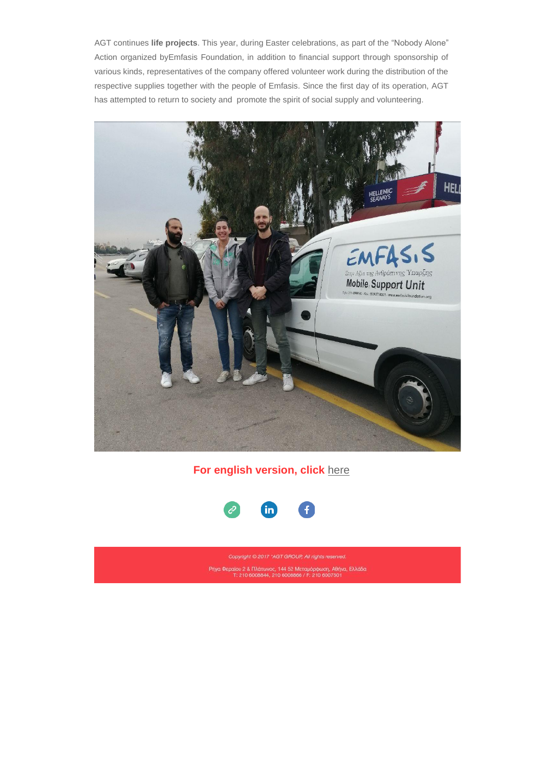AGT continues **life projects**. This year, during Easter celebrations, as part of the "Nobody Alone" Action organized byEmfasis Foundation, in addition to financial support through sponsorship of various kinds, representatives of the company offered volunteer work during the distribution of the respective supplies together with the people of Emfasis. Since the first day of its operation, AGT has attempted to return to society and promote the spirit of social supply and volunteering.

**For english version, click** here

*Copyright © 2017 "AGT GROUP, All rights reserved.*

Ρήγα Φεραίου 2 & Πλάτωνος, 144 52 Μεταμόρφωση, Αθήνα, Ελλάδα
T: 210 6008844, 210 6008866 / F: 210 6007501